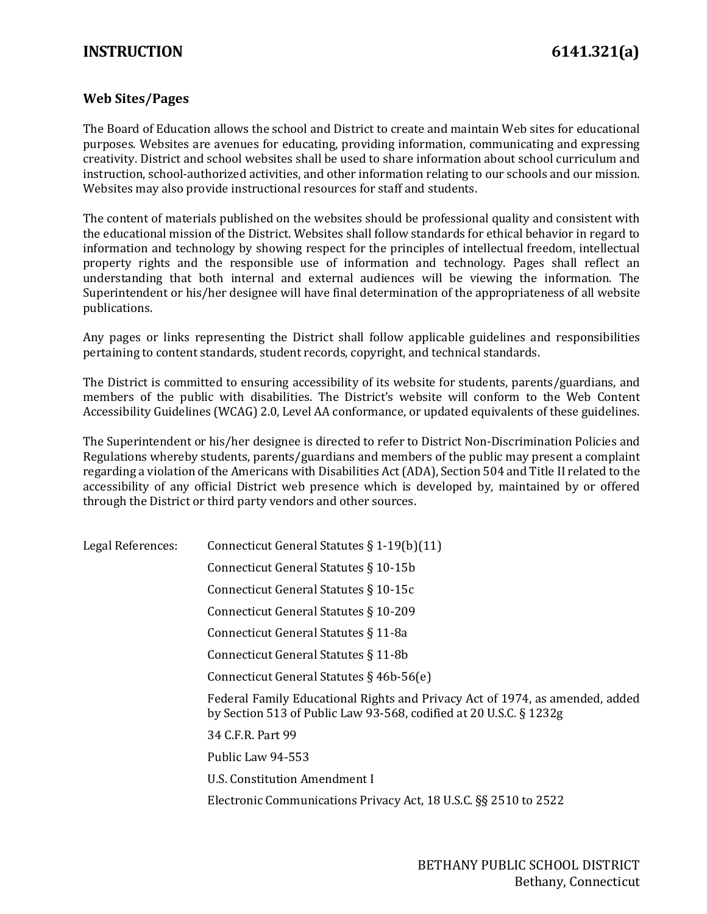# INSTRUCTION 6141.321(a)

## Web Sites/Pages

The Board of Education allows the school and District to create and maintain Web sites for educational purposes. Websites are avenues for educating, providing information, communicating and expressing creativity. District and school websites shall be used to share information about school curriculum and instruction, school-authorized activities, and other information relating to our schools and our mission. Websites may also provide instructional resources for staff and students.

The content of materials published on the websites should be professional quality and consistent with the educational mission of the District. Websites shall follow standards for ethical behavior in regard to information and technology by showing respect for the principles of intellectual freedom, intellectual property rights and the responsible use of information and technology. Pages shall reflect an understanding that both internal and external audiences will be viewing the information. The Superintendent or his/her designee will have final determination of the appropriateness of all website publications.

Any pages or links representing the District shall follow applicable guidelines and responsibilities pertaining to content standards, student records, copyright, and technical standards.

The District is committed to ensuring accessibility of its website for students, parents/guardians, and members of the public with disabilities. The District's website will conform to the Web Content Accessibility Guidelines (WCAG) 2.0, Level AA conformance, or updated equivalents of these guidelines.

The Superintendent or his/her designee is directed to refer to District Non-Discrimination Policies and Regulations whereby students, parents/guardians and members of the public may present a complaint regarding a violation of the Americans with Disabilities Act (ADA), Section 504 and Title II related to the accessibility of any official District web presence which is developed by, maintained by or offered through the District or third party vendors and other sources.

Legal References:

- Connecticut General Statutes § 1-19(b)(11)
- Connecticut General Statutes § 10-15b
- Connecticut General Statutes § 10-15c
- Connecticut General Statutes § 10-209
- Connecticut General Statutes § 11-8a
- Connecticut General Statutes § 11-8b
- Connecticut General Statutes § 46b-56(e)
- Federal Family Educational Rights and Privacy Act of 1974, as amended, added by Section 513 of Public Law 93-568, codified at 20 U.S.C. § 1232g
- 34 C.F.R. Part 99
- Public Law 94-553
- U.S. Constitution Amendment I
- Electronic Communications Privacy Act, 18 U.S.C. §§ 2510 to 2522

BETHANY PUBLIC SCHOOL DISTRICT
Bethany, Connecticut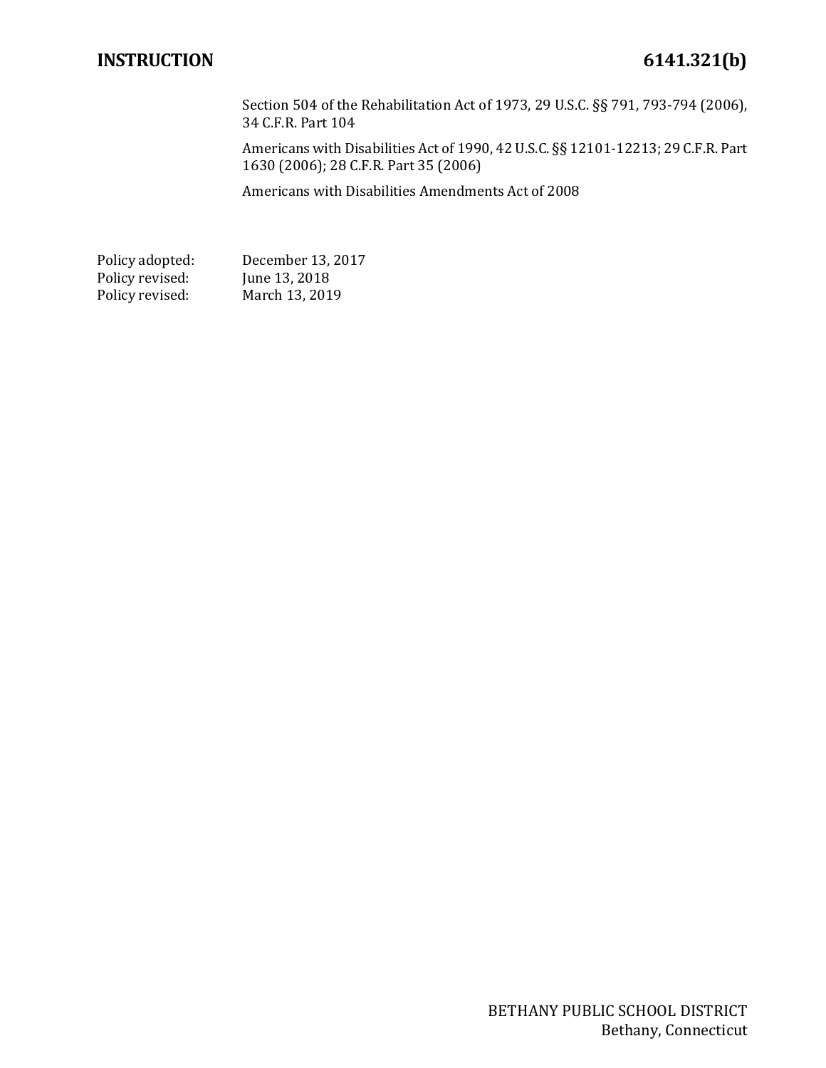Section 504 of the Rehabilitation Act of 1973, 29 U.S.C. §§ 791, 793-794 (2006), 34 C.F.R. Part 104

Americans with Disabilities Act of 1990, 42 U.S.C. §§ 12101-12213; 29 C.F.R. Part 1630 (2006); 28 C.F.R. Part 35 (2006)

Americans with Disabilities Amendments Act of 2008

Policy adopted: December 13, 2017
Policy revised: June 13, 2018
Policy revised: March 13, 2019

BETHANY PUBLIC SCHOOL DISTRICT
Bethany, Connecticut